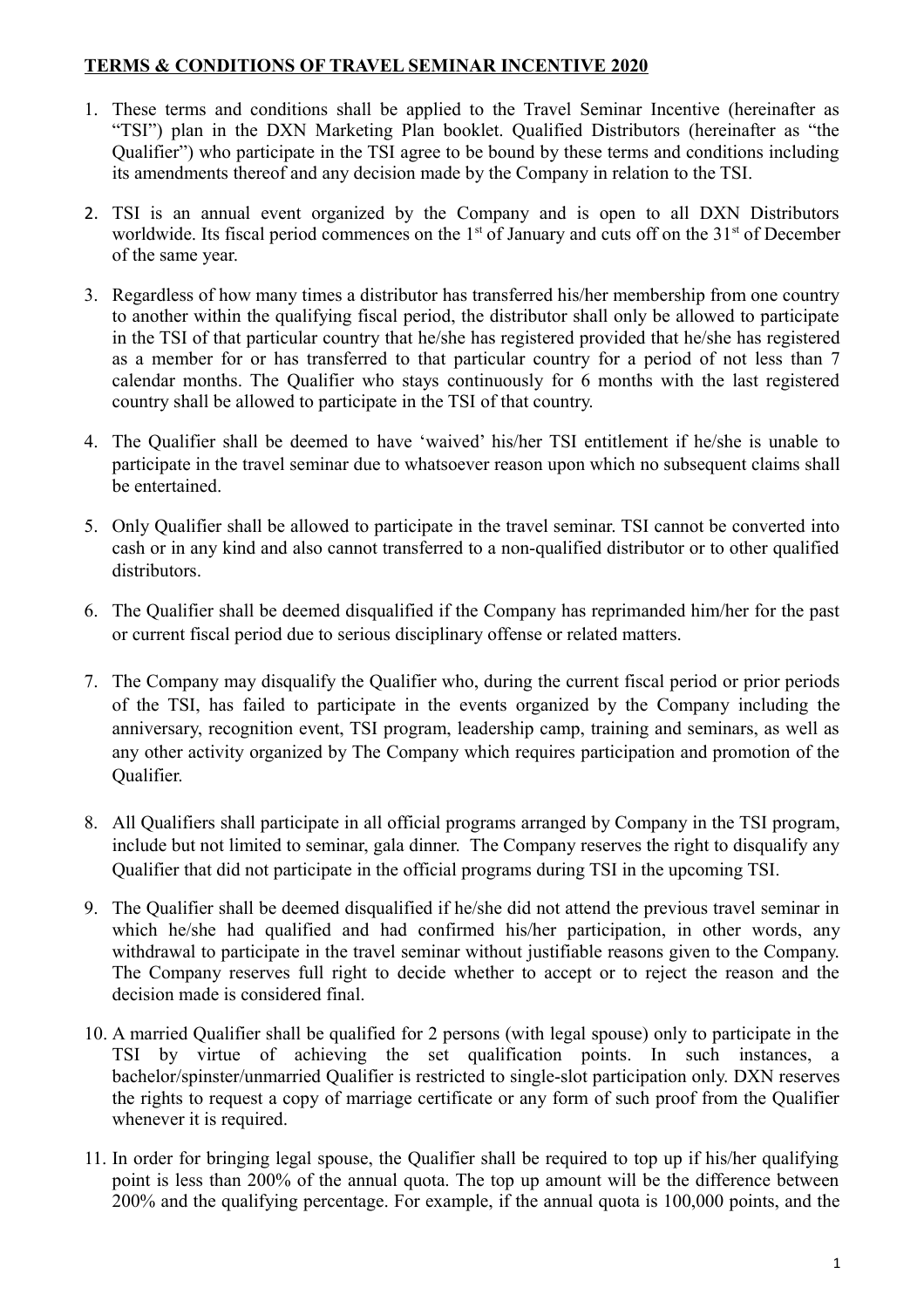**TERMS & CONDITIONS OF TRAVEL SEMINAR INCENTIVE 2020**

1. These terms and conditions shall be applied to the Travel Seminar Incentive (hereinafter as "TSI") plan in the DXN Marketing Plan booklet. Qualified Distributors (hereinafter as "the Qualifier") who participate in the TSI agree to be bound by these terms and conditions including its amendments thereof and any decision made by the Company in relation to the TSI.

2. TSI is an annual event organized by the Company and is open to all DXN Distributors worldwide. Its fiscal period commences on the 1st of January and cuts off on the 31st of December of the same year.

3. Regardless of how many times a distributor has transferred his/her membership from one country to another within the qualifying fiscal period, the distributor shall only be allowed to participate in the TSI of that particular country that he/she has registered provided that he/she has registered as a member for or has transferred to that particular country for a period of not less than 7 calendar months. The Qualifier who stays continuously for 6 months with the last registered country shall be allowed to participate in the TSI of that country.

4. The Qualifier shall be deemed to have 'waived' his/her TSI entitlement if he/she is unable to participate in the travel seminar due to whatsoever reason upon which no subsequent claims shall be entertained.

5. Only Qualifier shall be allowed to participate in the travel seminar. TSI cannot be converted into cash or in any kind and also cannot transferred to a non-qualified distributor or to other qualified distributors.

6. The Qualifier shall be deemed disqualified if the Company has reprimanded him/her for the past or current fiscal period due to serious disciplinary offense or related matters.

7. The Company may disqualify the Qualifier who, during the current fiscal period or prior periods of the TSI, has failed to participate in the events organized by the Company including the anniversary, recognition event, TSI program, leadership camp, training and seminars, as well as any other activity organized by The Company which requires participation and promotion of the Qualifier.

8. All Qualifiers shall participate in all official programs arranged by Company in the TSI program, include but not limited to seminar, gala dinner. The Company reserves the right to disqualify any Qualifier that did not participate in the official programs during TSI in the upcoming TSI.

9. The Qualifier shall be deemed disqualified if he/she did not attend the previous travel seminar in which he/she had qualified and had confirmed his/her participation, in other words, any withdrawal to participate in the travel seminar without justifiable reasons given to the Company. The Company reserves full right to decide whether to accept or to reject the reason and the decision made is considered final.

10. A married Qualifier shall be qualified for 2 persons (with legal spouse) only to participate in the TSI by virtue of achieving the set qualification points. In such instances, a bachelor/spinster/unmarried Qualifier is restricted to single-slot participation only. DXN reserves the rights to request a copy of marriage certificate or any form of such proof from the Qualifier whenever it is required.

11. In order for bringing legal spouse, the Qualifier shall be required to top up if his/her qualifying point is less than 200% of the annual quota. The top up amount will be the difference between 200% and the qualifying percentage. For example, if the annual quota is 100,000 points, and the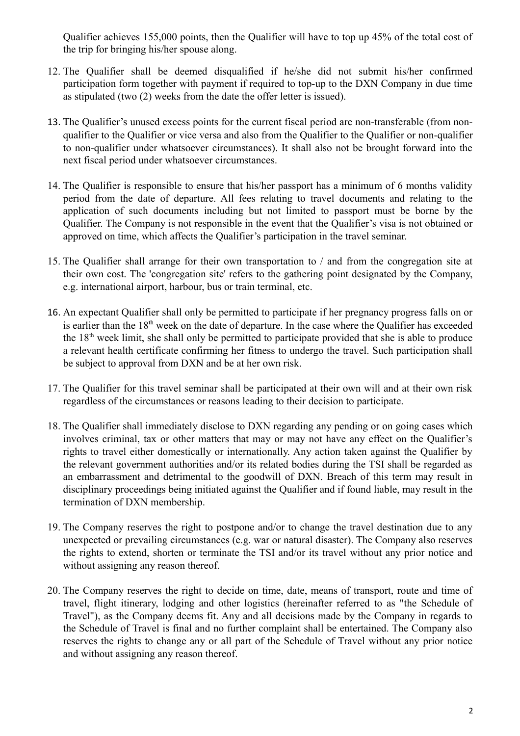Qualifier achieves 155,000 points, then the Qualifier will have to top up 45% of the total cost of the trip for bringing his/her spouse along.

12. The Qualifier shall be deemed disqualified if he/she did not submit his/her confirmed participation form together with payment if required to top-up to the DXN Company in due time as stipulated (two (2) weeks from the date the offer letter is issued).

13. The Qualifier's unused excess points for the current fiscal period are non-transferable (from non-qualifier to the Qualifier or vice versa and also from the Qualifier to the Qualifier or non-qualifier to non-qualifier under whatsoever circumstances). It shall also not be brought forward into the next fiscal period under whatsoever circumstances.

14. The Qualifier is responsible to ensure that his/her passport has a minimum of 6 months validity period from the date of departure. All fees relating to travel documents and relating to the application of such documents including but not limited to passport must be borne by the Qualifier. The Company is not responsible in the event that the Qualifier's visa is not obtained or approved on time, which affects the Qualifier's participation in the travel seminar.

15. The Qualifier shall arrange for their own transportation to / and from the congregation site at their own cost. The 'congregation site' refers to the gathering point designated by the Company, e.g. international airport, harbour, bus or train terminal, etc.

16. An expectant Qualifier shall only be permitted to participate if her pregnancy progress falls on or is earlier than the 18th week on the date of departure. In the case where the Qualifier has exceeded the 18th week limit, she shall only be permitted to participate provided that she is able to produce a relevant health certificate confirming her fitness to undergo the travel. Such participation shall be subject to approval from DXN and be at her own risk.

17. The Qualifier for this travel seminar shall be participated at their own will and at their own risk regardless of the circumstances or reasons leading to their decision to participate.

18. The Qualifier shall immediately disclose to DXN regarding any pending or on going cases which involves criminal, tax or other matters that may or may not have any effect on the Qualifier's rights to travel either domestically or internationally. Any action taken against the Qualifier by the relevant government authorities and/or its related bodies during the TSI shall be regarded as an embarrassment and detrimental to the goodwill of DXN. Breach of this term may result in disciplinary proceedings being initiated against the Qualifier and if found liable, may result in the termination of DXN membership.

19. The Company reserves the right to postpone and/or to change the travel destination due to any unexpected or prevailing circumstances (e.g. war or natural disaster). The Company also reserves the rights to extend, shorten or terminate the TSI and/or its travel without any prior notice and without assigning any reason thereof.

20. The Company reserves the right to decide on time, date, means of transport, route and time of travel, flight itinerary, lodging and other logistics (hereinafter referred to as "the Schedule of Travel"), as the Company deems fit. Any and all decisions made by the Company in regards to the Schedule of Travel is final and no further complaint shall be entertained. The Company also reserves the rights to change any or all part of the Schedule of Travel without any prior notice and without assigning any reason thereof.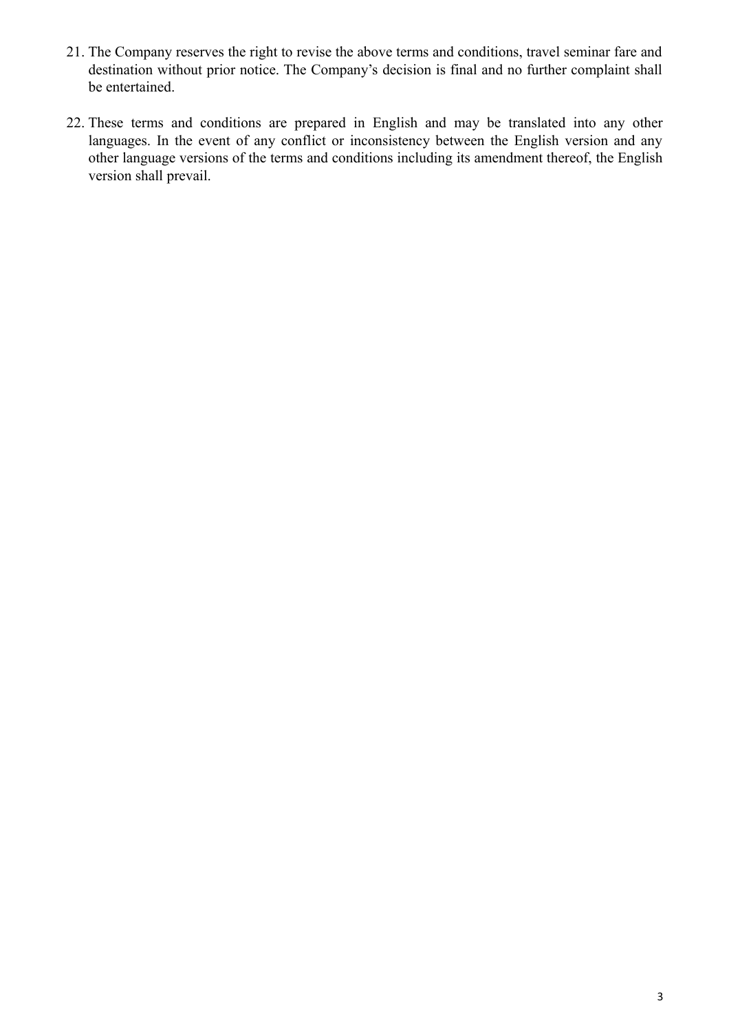21. The Company reserves the right to revise the above terms and conditions, travel seminar fare and destination without prior notice. The Company's decision is final and no further complaint shall be entertained.

22. These terms and conditions are prepared in English and may be translated into any other languages. In the event of any conflict or inconsistency between the English version and any other language versions of the terms and conditions including its amendment thereof, the English version shall prevail.